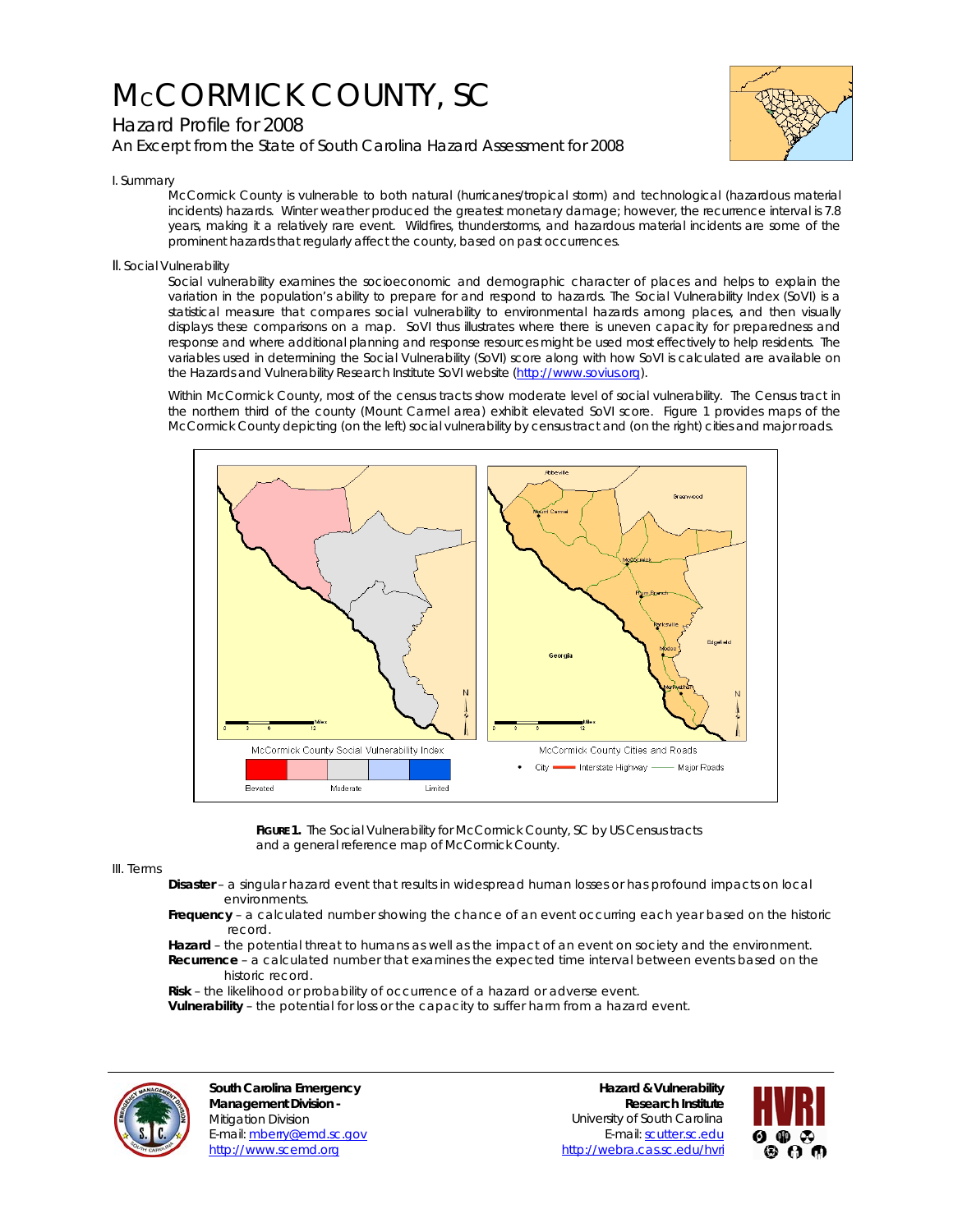# McCORMICK COUNTY, SC

## Hazard Profile for 2008

### An Excerpt from the State of South Carolina Hazard Assessment for 2008

I. Summary

McCormick County is vulnerable to both natural (hurricanes/tropical storm) and technological (hazardous material incidents) hazards. Winter weather produced the greatest monetary damage; however, the recurrence interval is 7.8 years, making it a relatively rare event. Wildfires, thunderstorms, and hazardous material incidents are some of the prominent hazards that regularly affect the county, based on past occurrences.

II. Social Vulnerability

Social vulnerability examines the socioeconomic and demographic character of places and helps to explain the variation in the population's ability to prepare for and respond to hazards. The Social Vulnerability Index (SoVI) is a statistical measure that compares social vulnerability to environmental hazards among places, and then visually displays these comparisons on a map. SoVI thus illustrates where there is uneven capacity for preparedness and response and where additional planning and response resources might be used most effectively to help residents. The variables used in determining the Social Vulnerability (SoVI) score along with how SoVI is calculated are available on the Hazards and Vulnerability Research Institute SoVI website (http://www.sovius.org).

Within McCormick County, most of the census tracts show moderate level of social vulnerability. The Census tract in the northern third of the county (Mount Carmel area) exhibit elevated SoVI score. Figure 1 provides maps of the McCormick County depicting (on the left) social vulnerability by census tract and (on the right) cities and major roads.

McCormick County Social Vulnerability Index — Elevated, Moderate, Limited

McCormick County Cities and Roads — City, Interstate Highway, Major Roads

**FIGURE 1.** The Social Vulnerability for McCormick County, SC by US Census tracts and a general reference map of McCormick County.

III. Terms

**Disaster** – a singular hazard event that results in widespread human losses or has profound impacts on local environments.

**Frequency** – a calculated number showing the chance of an event occurring each year based on the historic record.

**Hazard** – the potential threat to humans as well as the impact of an event on society and the environment.

**Recurrence** – a calculated number that examines the expected time interval between events based on the historic record.

**Risk** – the likelihood or probability of occurrence of a hazard or adverse event.

**Vulnerability** – the potential for loss or the capacity to suffer harm from a hazard event.

**South Carolina Emergency Management Division -**
Mitigation Division
E-mail: mberry@emd.sc.gov
http://www.scemd.org

**Hazard & Vulnerability Research Institute**
University of South Carolina
E-mail: scutter.sc.edu
http://webra.cas.sc.edu/hvri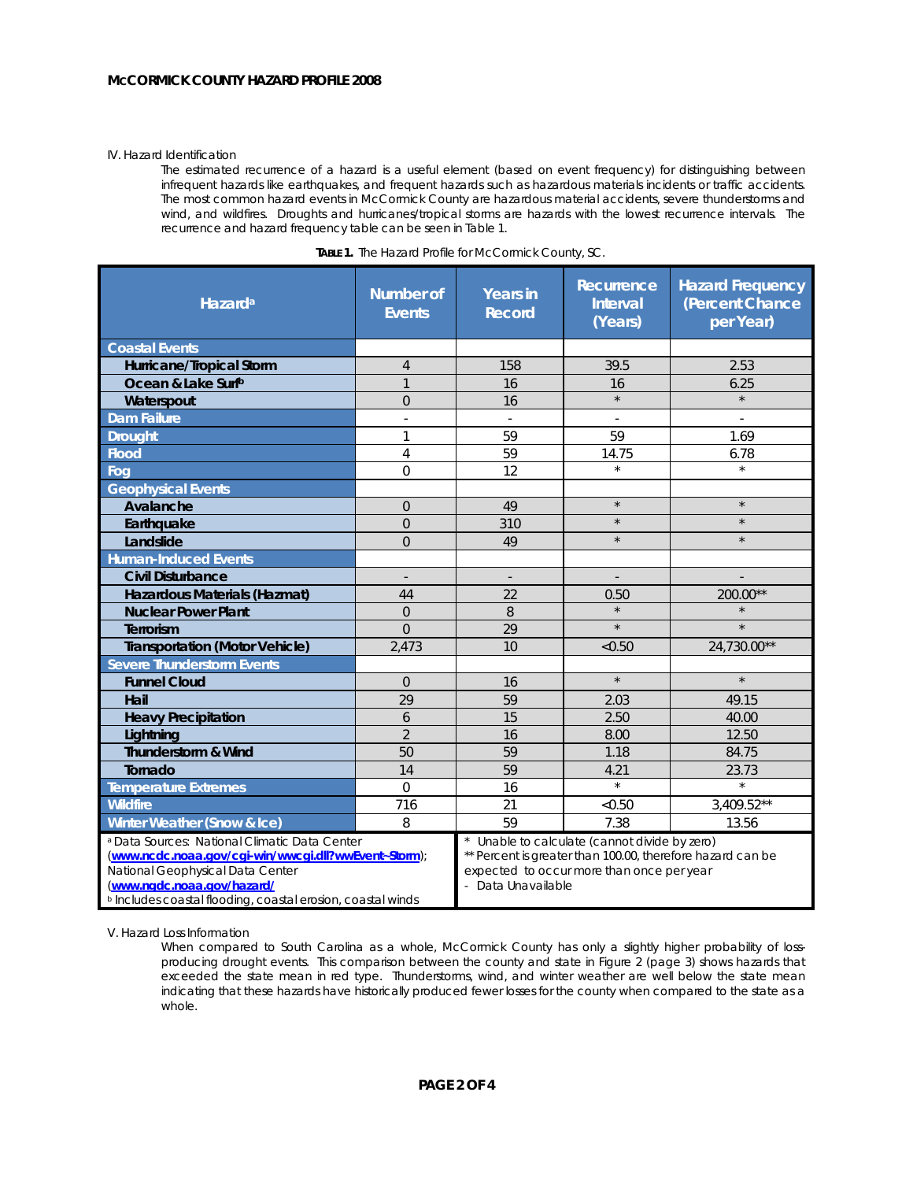## IV. Hazard Identification

The estimated recurrence of a hazard is a useful element (based on event frequency) for distinguishing between infrequent hazards like earthquakes, and frequent hazards such as hazardous materials incidents or traffic accidents. The most common hazard events in McCormick County are hazardous material accidents, severe thunderstorms and wind, and wildfires. Droughts and hurricanes/tropical storms are hazards with the lowest recurrence intervals. The recurrence and hazard frequency table can be seen in Table 1.

**TABLE 1.** The Hazard Profile for McCormick County, SC.

| Hazard[a] | Number of Events | Years in Record | Recurrence Interval (Years) | Hazard Frequency (Percent Chance per Year) |
|---|---|---|---|---|
| **Coastal Events** | | | | |
| Hurricane/Tropical Storm | 4 | 158 | 39.5 | 2.53 |
| Ocean & Lake Surf[b] | 1 | 16 | 16 | 6.25 |
| Waterspout | 0 | 16 | * | * |
| **Dam Failure** | - | - | - | - |
| **Drought** | 1 | 59 | 59 | 1.69 |
| **Flood** | 4 | 59 | 14.75 | 6.78 |
| **Fog** | 0 | 12 | * | * |
| **Geophysical Events** | | | | |
| Avalanche | 0 | 49 | * | * |
| Earthquake | 0 | 310 | * | * |
| Landslide | 0 | 49 | * | * |
| **Human-Induced Events** | | | | |
| Civil Disturbance | - | - | - | - |
| Hazardous Materials (Hazmat) | 44 | 22 | 0.50 | 200.00** |
| Nuclear Power Plant | 0 | 8 | * | * |
| Terrorism | 0 | 29 | * | * |
| Transportation (Motor Vehicle) | 2,473 | 10 | <0.50 | 24,730.00** |
| **Severe Thunderstorm Events** | | | | |
| Funnel Cloud | 0 | 16 | * | * |
| Hail | 29 | 59 | 2.03 | 49.15 |
| Heavy Precipitation | 6 | 15 | 2.50 | 40.00 |
| Lightning | 2 | 16 | 8.00 | 12.50 |
| Thunderstorm & Wind | 50 | 59 | 1.18 | 84.75 |
| Tornado | 14 | 59 | 4.21 | 23.73 |
| **Temperature Extremes** | 0 | 16 | * | * |
| **Wildfire** | 716 | 21 | <0.50 | 3,409.52** |
| **Winter Weather (Snow & Ice)** | 8 | 59 | 7.38 | 13.56 |

[a] Data Sources: National Climatic Data Center (www.ncdc.noaa.gov/cgi-win/wwcgi.dll?wwEvent~Storm); National Geophysical Data Center (www.ngdc.noaa.gov/hazard/
[b] Includes coastal flooding, coastal erosion, coastal winds

\* Unable to calculate (cannot divide by zero)
\** Percent is greater than 100.00, therefore hazard can be expected to occur more than once per year
\- Data Unavailable

## V. Hazard Loss Information

When compared to South Carolina as a whole, McCormick County has only a slightly higher probability of loss-producing drought events. This comparison between the county and state in Figure 2 (page 3) shows hazards that exceeded the state mean in red type. Thunderstorms, wind, and winter weather are well below the state mean indicating that these hazards have historically produced fewer losses for the county when compared to the state as a whole.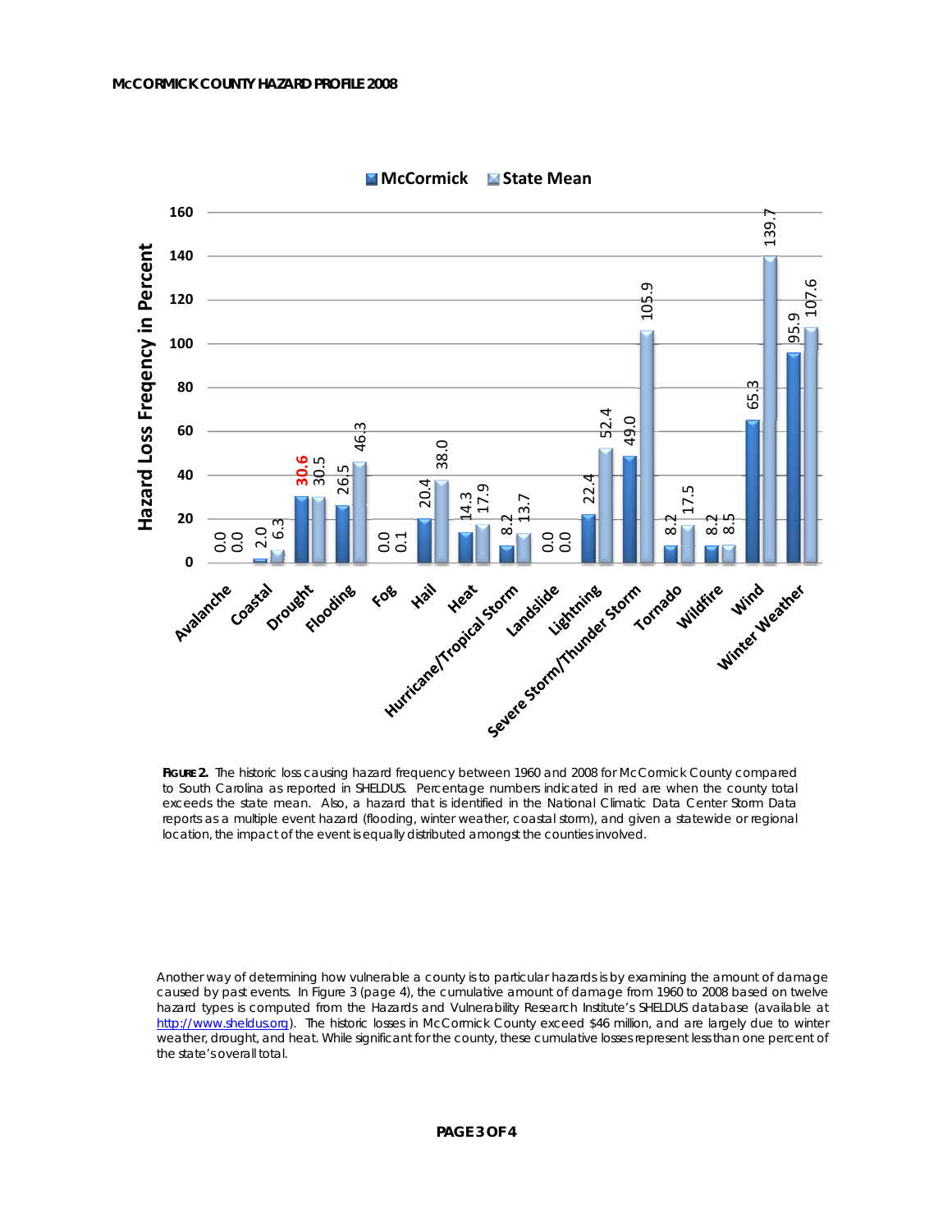| Hazard | McCormick | State Mean |
|---|---|---|
| Avalanche | 0.0 | 0.0 |
| Coastal | 2.0 | 6.3 |
| Drought | 30.6 | 30.5 |
| Flooding | 26.5 | 46.3 |
| Fog | 0.0 | 0.1 |
| Hail | 20.4 | 38.0 |
| Heat | 14.3 | 17.9 |
| Hurricane/Tropical Storm | 8.2 | 13.7 |
| Landslide | 0.0 | 0.0 |
| Lightning | 22.4 | 52.4 |
| Severe Storm/Thunder Storm | 49.0 | 105.9 |
| Tornado | 8.2 | 17.5 |
| Wildfire | 8.2 | 8.5 |
| Wind | 65.3 | 139.7 |
| Winter Weather | 95.9 | 107.6 |

Hazard Loss Freqency in Percent

**FIGURE 2.** The historic loss causing hazard frequency between 1960 and 2008 for McCormick County compared to South Carolina as reported in SHELDUS. Percentage numbers indicated in red are when the county total exceeds the state mean. Also, a hazard that is identified in the National Climatic Data Center Storm Data reports as a multiple event hazard (flooding, winter weather, coastal storm), and given a statewide or regional location, the impact of the event is equally distributed amongst the counties involved.

Another way of determining how vulnerable a county is to particular hazards is by examining the amount of damage caused by past events. In Figure 3 (page 4), the cumulative amount of damage from 1960 to 2008 based on twelve hazard types is computed from the Hazards and Vulnerability Research Institute's SHELDUS database (available at [http://www.sheldus.org](http://www.sheldus.org)). The historic losses in McCormick County exceed $46 million, and are largely due to winter weather, drought, and heat. While significant for the county, these cumulative losses represent less than one percent of the state's overall total.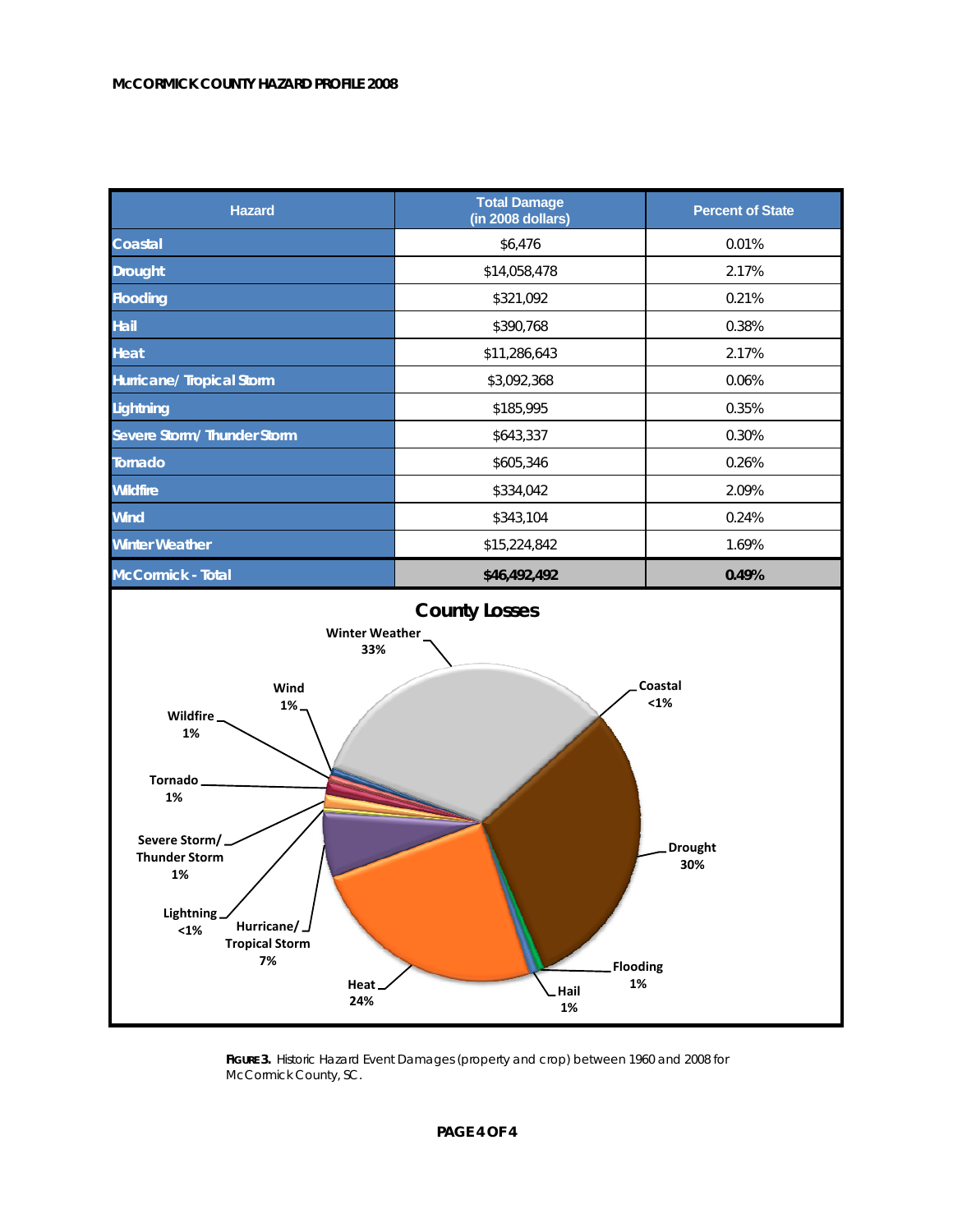| Hazard | Total Damage (in 2008 dollars) | Percent of State |
|---|---|---|
| Coastal | $6,476 | 0.01% |
| Drought | $14,058,478 | 2.17% |
| Flooding | $321,092 | 0.21% |
| Hail | $390,768 | 0.38% |
| Heat | $11,286,643 | 2.17% |
| Hurricane/ Tropical Storm | $3,092,368 | 0.06% |
| Lightning | $185,995 | 0.35% |
| Severe Storm/ Thunder Storm | $643,337 | 0.30% |
| Tornado | $605,346 | 0.26% |
| Wildfire | $334,042 | 2.09% |
| Wind | $343,104 | 0.24% |
| Winter Weather | $15,224,842 | 1.69% |
| **McCormick - Total** | **$46,492,492** | **0.49%** |

County Losses

Winter Weather 33%
Coastal <1%
Drought 30%
Flooding 1%
Hail 1%
Heat 24%
Hurricane/ Tropical Storm 7%
Lightning <1%
Severe Storm/ Thunder Storm 1%
Tornado 1%
Wildfire 1%
Wind 1%

**FIGURE 3.** Historic Hazard Event Damages (property and crop) between 1960 and 2008 for McCormick County, SC.